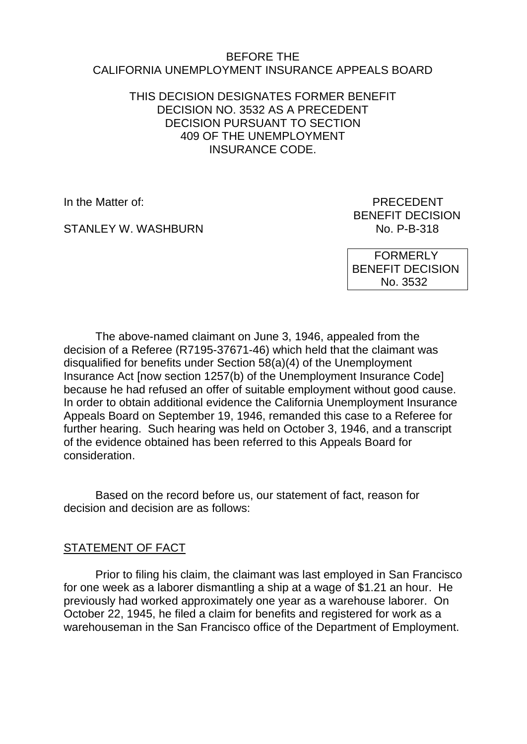BEFORE THE
CALIFORNIA UNEMPLOYMENT INSURANCE APPEALS BOARD

THIS DECISION DESIGNATES FORMER BENEFIT DECISION NO. 3532 AS A PRECEDENT DECISION PURSUANT TO SECTION 409 OF THE UNEMPLOYMENT INSURANCE CODE.

In the Matter of:

STANLEY W. WASHBURN

PRECEDENT
BENEFIT DECISION
No. P-B-318

FORMERLY
BENEFIT DECISION
No. 3532

The above-named claimant on June 3, 1946, appealed from the decision of a Referee (R7195-37671-46) which held that the claimant was disqualified for benefits under Section 58(a)(4) of the Unemployment Insurance Act [now section 1257(b) of the Unemployment Insurance Code] because he had refused an offer of suitable employment without good cause. In order to obtain additional evidence the California Unemployment Insurance Appeals Board on September 19, 1946, remanded this case to a Referee for further hearing. Such hearing was held on October 3, 1946, and a transcript of the evidence obtained has been referred to this Appeals Board for consideration.

Based on the record before us, our statement of fact, reason for decision and decision are as follows:

STATEMENT OF FACT

Prior to filing his claim, the claimant was last employed in San Francisco for one week as a laborer dismantling a ship at a wage of $1.21 an hour. He previously had worked approximately one year as a warehouse laborer. On October 22, 1945, he filed a claim for benefits and registered for work as a warehouseman in the San Francisco office of the Department of Employment.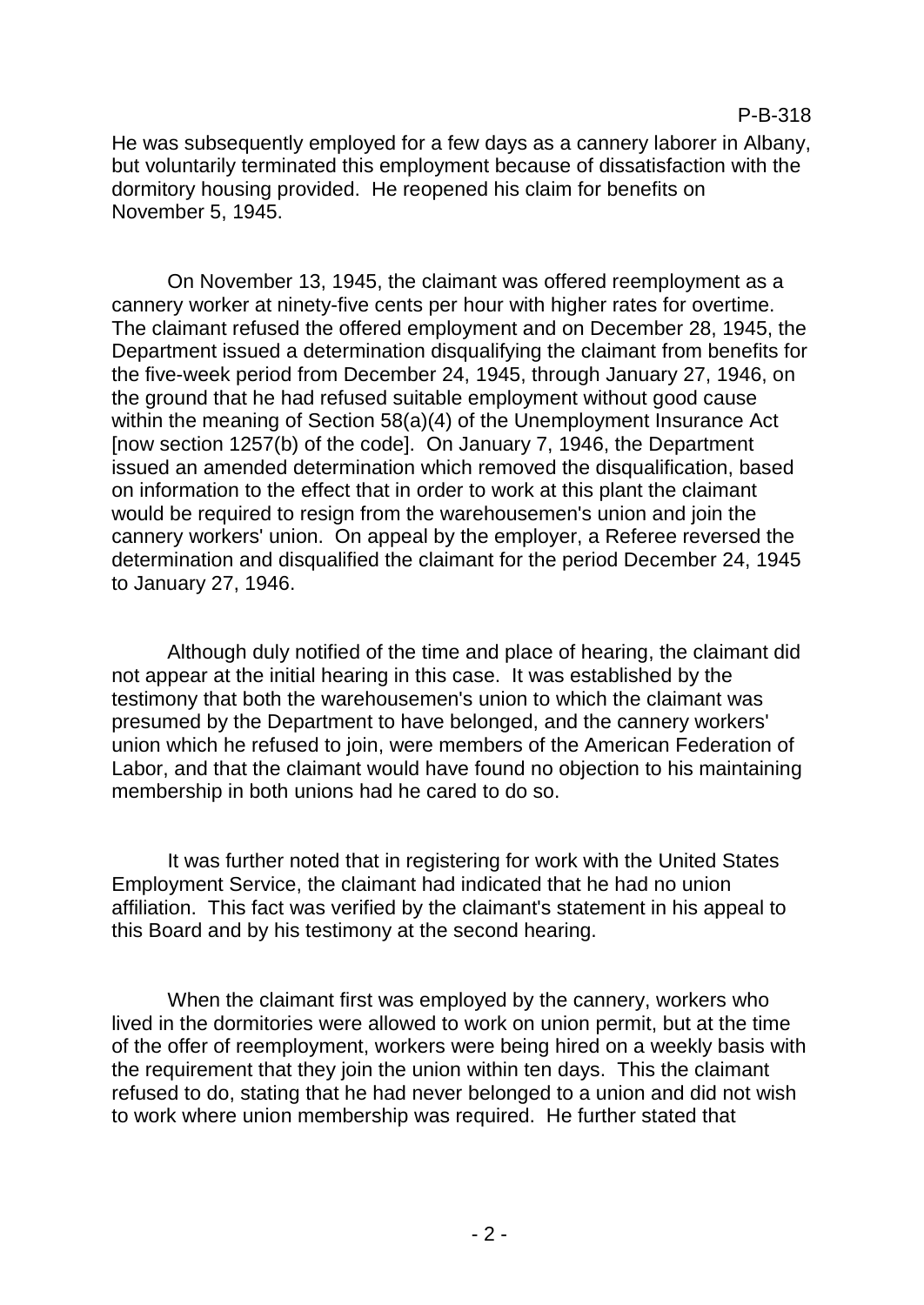He was subsequently employed for a few days as a cannery laborer in Albany, but voluntarily terminated this employment because of dissatisfaction with the dormitory housing provided. He reopened his claim for benefits on November 5, 1945.

On November 13, 1945, the claimant was offered reemployment as a cannery worker at ninety-five cents per hour with higher rates for overtime. The claimant refused the offered employment and on December 28, 1945, the Department issued a determination disqualifying the claimant from benefits for the five-week period from December 24, 1945, through January 27, 1946, on the ground that he had refused suitable employment without good cause within the meaning of Section 58(a)(4) of the Unemployment Insurance Act [now section 1257(b) of the code]. On January 7, 1946, the Department issued an amended determination which removed the disqualification, based on information to the effect that in order to work at this plant the claimant would be required to resign from the warehousemen's union and join the cannery workers' union. On appeal by the employer, a Referee reversed the determination and disqualified the claimant for the period December 24, 1945 to January 27, 1946.

Although duly notified of the time and place of hearing, the claimant did not appear at the initial hearing in this case. It was established by the testimony that both the warehousemen's union to which the claimant was presumed by the Department to have belonged, and the cannery workers' union which he refused to join, were members of the American Federation of Labor, and that the claimant would have found no objection to his maintaining membership in both unions had he cared to do so.

It was further noted that in registering for work with the United States Employment Service, the claimant had indicated that he had no union affiliation. This fact was verified by the claimant's statement in his appeal to this Board and by his testimony at the second hearing.

When the claimant first was employed by the cannery, workers who lived in the dormitories were allowed to work on union permit, but at the time of the offer of reemployment, workers were being hired on a weekly basis with the requirement that they join the union within ten days. This the claimant refused to do, stating that he had never belonged to a union and did not wish to work where union membership was required. He further stated that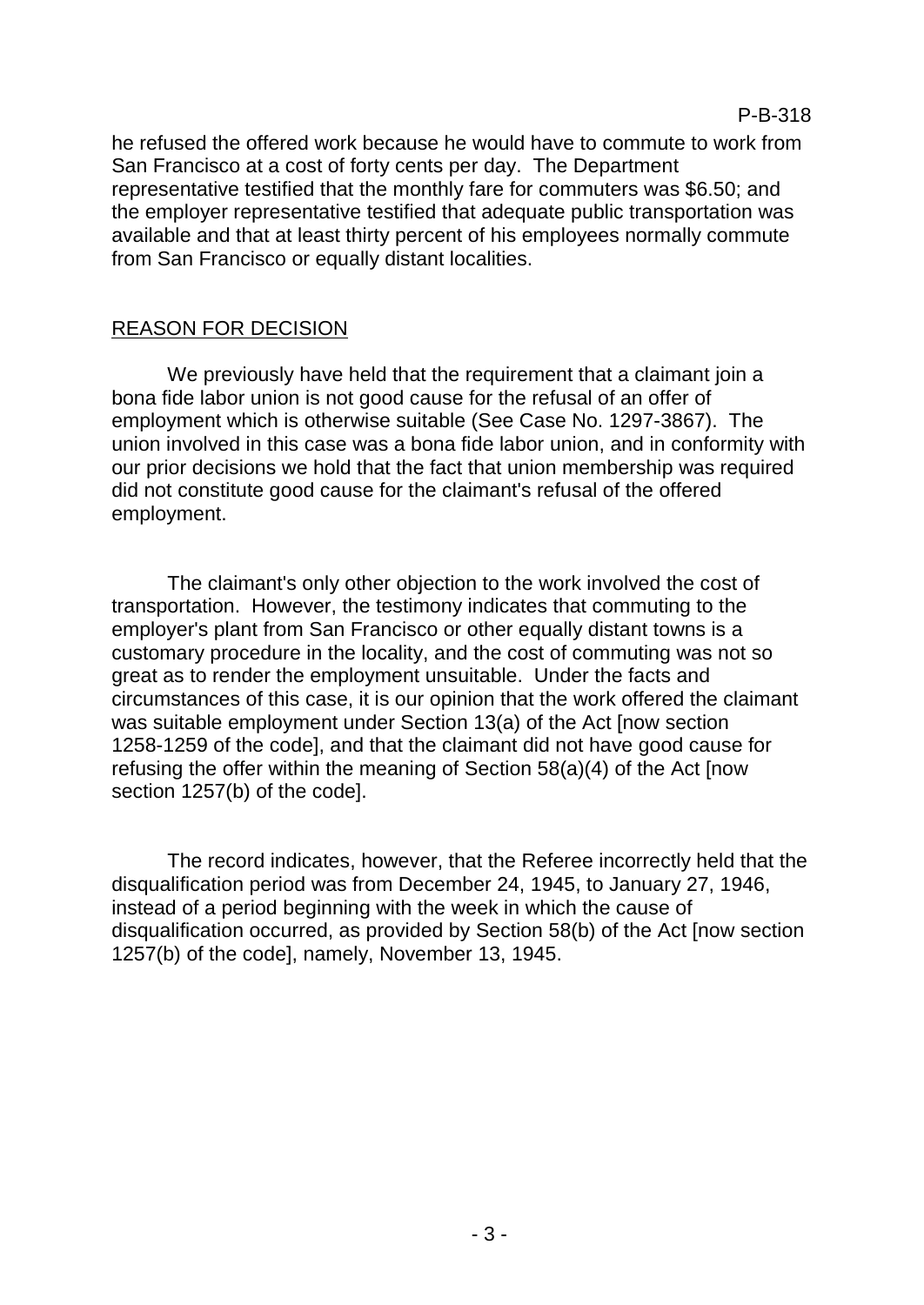he refused the offered work because he would have to commute to work from San Francisco at a cost of forty cents per day. The Department representative testified that the monthly fare for commuters was $6.50; and the employer representative testified that adequate public transportation was available and that at least thirty percent of his employees normally commute from San Francisco or equally distant localities.

## REASON FOR DECISION

We previously have held that the requirement that a claimant join a bona fide labor union is not good cause for the refusal of an offer of employment which is otherwise suitable (See Case No. 1297-3867). The union involved in this case was a bona fide labor union, and in conformity with our prior decisions we hold that the fact that union membership was required did not constitute good cause for the claimant's refusal of the offered employment.

The claimant's only other objection to the work involved the cost of transportation. However, the testimony indicates that commuting to the employer's plant from San Francisco or other equally distant towns is a customary procedure in the locality, and the cost of commuting was not so great as to render the employment unsuitable. Under the facts and circumstances of this case, it is our opinion that the work offered the claimant was suitable employment under Section 13(a) of the Act [now section 1258-1259 of the code], and that the claimant did not have good cause for refusing the offer within the meaning of Section 58(a)(4) of the Act [now section 1257(b) of the code].

The record indicates, however, that the Referee incorrectly held that the disqualification period was from December 24, 1945, to January 27, 1946, instead of a period beginning with the week in which the cause of disqualification occurred, as provided by Section 58(b) of the Act [now section 1257(b) of the code], namely, November 13, 1945.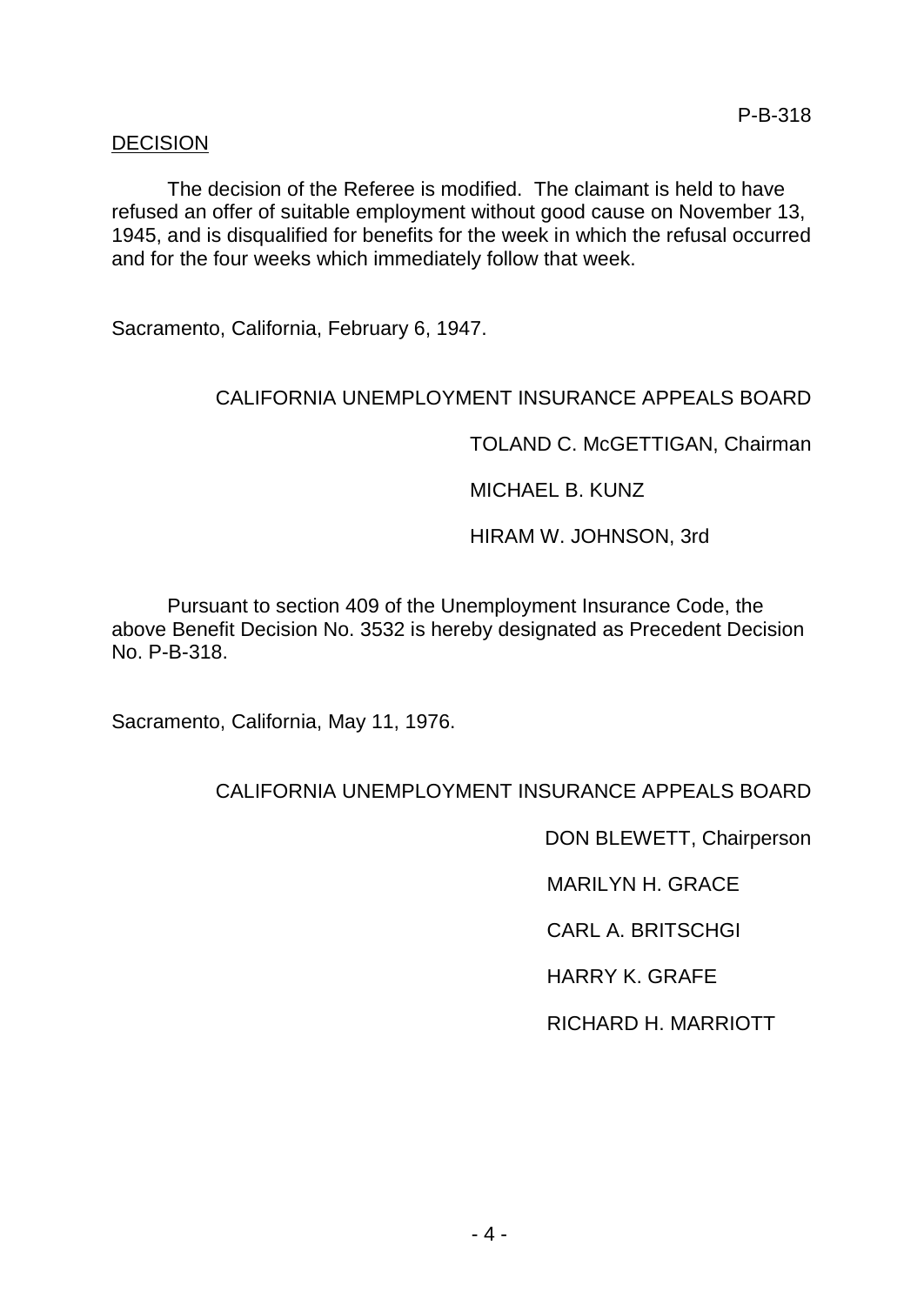## DECISION

The decision of the Referee is modified. The claimant is held to have refused an offer of suitable employment without good cause on November 13, 1945, and is disqualified for benefits for the week in which the refusal occurred and for the four weeks which immediately follow that week.

Sacramento, California, February 6, 1947.

CALIFORNIA UNEMPLOYMENT INSURANCE APPEALS BOARD

TOLAND C. McGETTIGAN, Chairman

MICHAEL B. KUNZ

HIRAM W. JOHNSON, 3rd

Pursuant to section 409 of the Unemployment Insurance Code, the above Benefit Decision No. 3532 is hereby designated as Precedent Decision No. P-B-318.

Sacramento, California, May 11, 1976.

CALIFORNIA UNEMPLOYMENT INSURANCE APPEALS BOARD

DON BLEWETT, Chairperson

MARILYN H. GRACE

CARL A. BRITSCHGI

HARRY K. GRAFE

RICHARD H. MARRIOTT